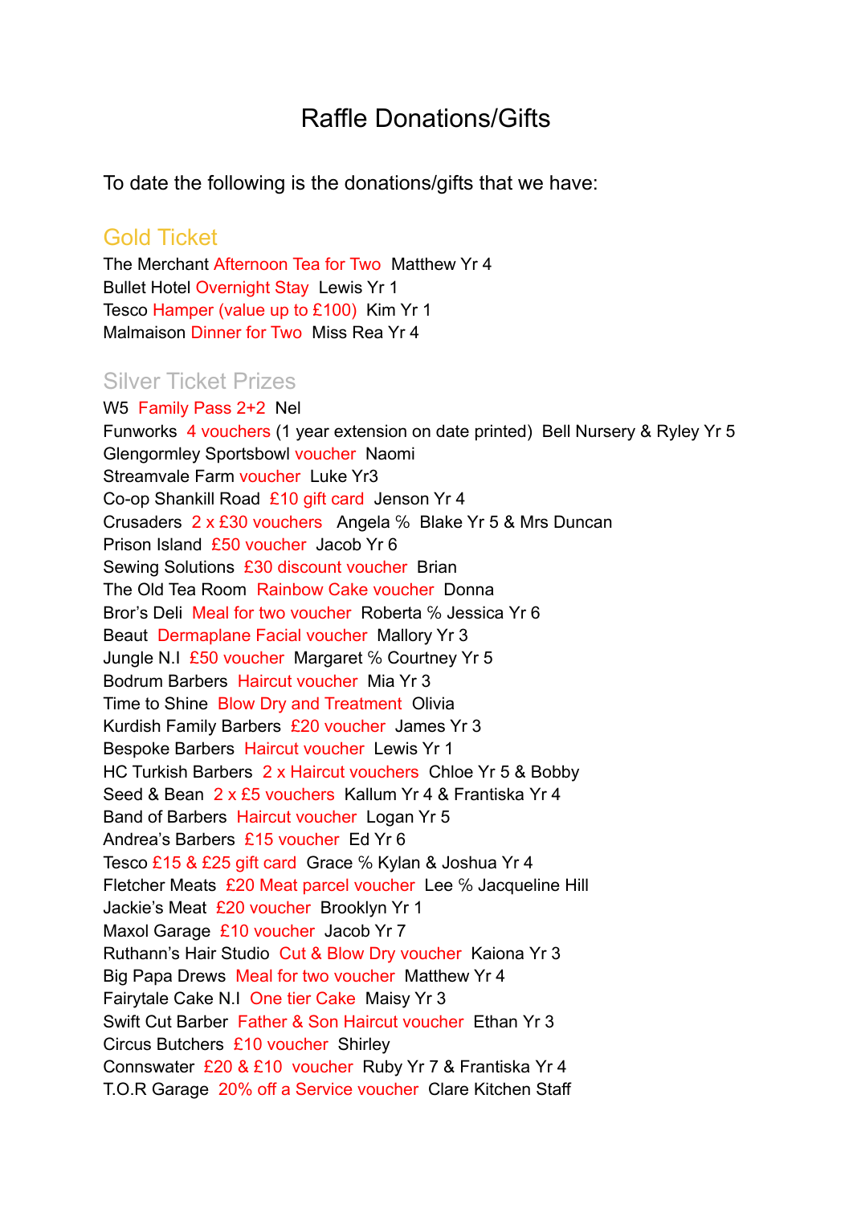# Raffle Donations/Gifts

To date the following is the donations/gifts that we have:

## Gold Ticket

The Merchant Afternoon Tea for Two  Matthew Yr 4
Bullet Hotel Overnight Stay  Lewis Yr 1
Tesco Hamper (value up to £100)  Kim Yr 1
Malmaison Dinner for Two  Miss Rea Yr 4

## Silver Ticket Prizes

W5  Family Pass 2+2  Nel
Funworks  4 vouchers (1 year extension on date printed)  Bell Nursery & Ryley Yr 5
Glengormley Sportsbowl voucher  Naomi
Streamvale Farm voucher  Luke Yr3
Co-op Shankill Road  £10 gift card  Jenson Yr 4
Crusaders  2 x £30 vouchers  Angela % Blake Yr 5 & Mrs Duncan
Prison Island  £50 voucher  Jacob Yr 6
Sewing Solutions  £30 discount voucher  Brian
The Old Tea Room  Rainbow Cake voucher  Donna
Bror's Deli  Meal for two voucher  Roberta % Jessica Yr 6
Beaut  Dermaplane Facial voucher  Mallory Yr 3
Jungle N.I  £50 voucher  Margaret % Courtney Yr 5
Bodrum Barbers  Haircut voucher  Mia Yr 3
Time to Shine  Blow Dry and Treatment  Olivia
Kurdish Family Barbers  £20 voucher  James Yr 3
Bespoke Barbers  Haircut voucher  Lewis Yr 1
HC Turkish Barbers  2 x Haircut vouchers  Chloe Yr 5 & Bobby
Seed & Bean  2 x £5 vouchers  Kallum Yr 4 & Frantiska Yr 4
Band of Barbers  Haircut voucher  Logan Yr 5
Andrea's Barbers  £15 voucher  Ed Yr 6
Tesco £15 & £25 gift card  Grace % Kylan & Joshua Yr 4
Fletcher Meats  £20 Meat parcel voucher  Lee % Jacqueline Hill
Jackie's Meat  £20 voucher  Brooklyn Yr 1
Maxol Garage  £10 voucher  Jacob Yr 7
Ruthann's Hair Studio  Cut & Blow Dry voucher  Kaiona Yr 3
Big Papa Drews  Meal for two voucher  Matthew Yr 4
Fairytale Cake N.I  One tier Cake  Maisy Yr 3
Swift Cut Barber  Father & Son Haircut voucher  Ethan Yr 3
Circus Butchers  £10 voucher  Shirley
Connswater  £20 & £10  voucher  Ruby Yr 7 & Frantiska Yr 4
T.O.R Garage  20% off a Service voucher  Clare Kitchen Staff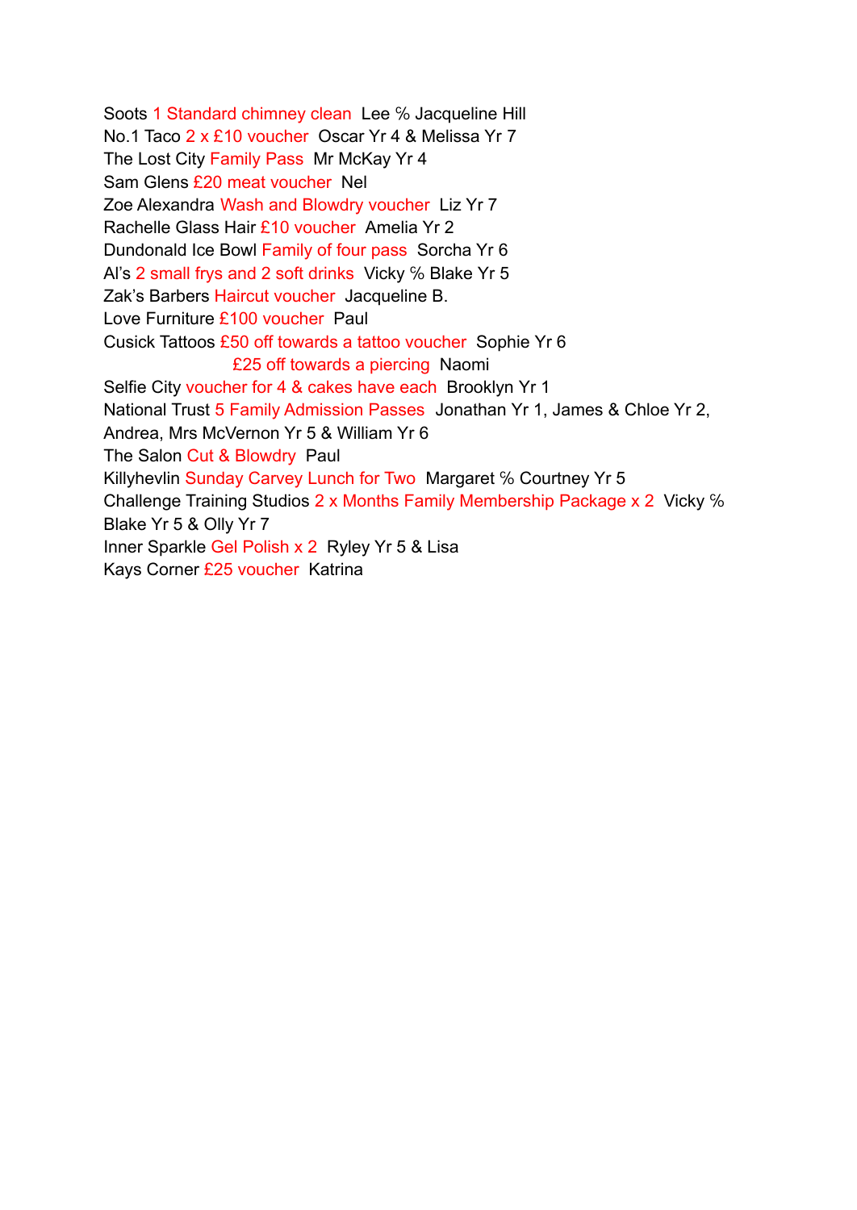Soots 1 Standard chimney clean  Lee % Jacqueline Hill
No.1 Taco 2 x £10 voucher  Oscar Yr 4 & Melissa Yr 7
The Lost City Family Pass  Mr McKay Yr 4
Sam Glens £20 meat voucher  Nel
Zoe Alexandra Wash and Blowdry voucher  Liz Yr 7
Rachelle Glass Hair £10 voucher  Amelia Yr 2
Dundonald Ice Bowl Family of four pass  Sorcha Yr 6
Al's 2 small frys and 2 soft drinks  Vicky % Blake Yr 5
Zak's Barbers Haircut voucher  Jacqueline B.
Love Furniture £100 voucher  Paul
Cusick Tattoos £50 off towards a tattoo voucher  Sophie Yr 6
£25 off towards a piercing  Naomi
Selfie City voucher for 4 & cakes have each  Brooklyn Yr 1
National Trust 5 Family Admission Passes  Jonathan Yr 1, James & Chloe Yr 2, Andrea, Mrs McVernon Yr 5 & William Yr 6
The Salon Cut & Blowdry  Paul
Killyhevlin Sunday Carvey Lunch for Two  Margaret % Courtney Yr 5
Challenge Training Studios 2 x Months Family Membership Package x 2  Vicky % Blake Yr 5 & Olly Yr 7
Inner Sparkle Gel Polish x 2  Ryley Yr 5 & Lisa
Kays Corner £25 voucher  Katrina